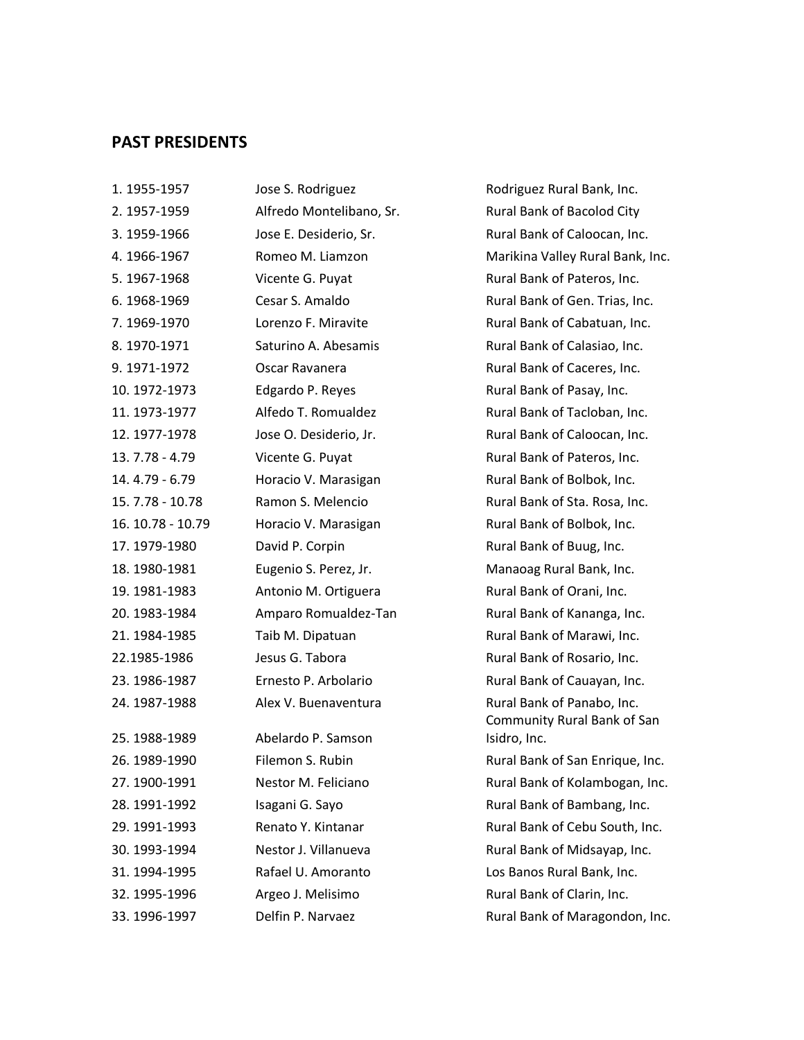## PAST PRESIDENTS

| | | |
|---|---|---|
| 1. 1955-1957 | Jose S. Rodriguez | Rodriguez Rural Bank, Inc. |
| 2. 1957-1959 | Alfredo Montelibano, Sr. | Rural Bank of Bacolod City |
| 3. 1959-1966 | Jose E. Desiderio, Sr. | Rural Bank of Caloocan, Inc. |
| 4. 1966-1967 | Romeo M. Liamzon | Marikina Valley Rural Bank, Inc. |
| 5. 1967-1968 | Vicente G. Puyat | Rural Bank of Pateros, Inc. |
| 6. 1968-1969 | Cesar S. Amaldo | Rural Bank of Gen. Trias, Inc. |
| 7. 1969-1970 | Lorenzo F. Miravite | Rural Bank of Cabatuan, Inc. |
| 8. 1970-1971 | Saturino A. Abesamis | Rural Bank of Calasiao, Inc. |
| 9. 1971-1972 | Oscar Ravanera | Rural Bank of Caceres, Inc. |
| 10. 1972-1973 | Edgardo P. Reyes | Rural Bank of Pasay, Inc. |
| 11. 1973-1977 | Alfedo T. Romualdez | Rural Bank of Tacloban, Inc. |
| 12. 1977-1978 | Jose O. Desiderio, Jr. | Rural Bank of Caloocan, Inc. |
| 13. 7.78 - 4.79 | Vicente G. Puyat | Rural Bank of Pateros, Inc. |
| 14. 4.79 - 6.79 | Horacio V. Marasigan | Rural Bank of Bolbok, Inc. |
| 15. 7.78 - 10.78 | Ramon S. Melencio | Rural Bank of Sta. Rosa, Inc. |
| 16. 10.78 - 10.79 | Horacio V. Marasigan | Rural Bank of Bolbok, Inc. |
| 17. 1979-1980 | David P. Corpin | Rural Bank of Buug, Inc. |
| 18. 1980-1981 | Eugenio S. Perez, Jr. | Manaoag Rural Bank, Inc. |
| 19. 1981-1983 | Antonio M. Ortiguera | Rural Bank of Orani, Inc. |
| 20. 1983-1984 | Amparo Romualdez-Tan | Rural Bank of Kananga, Inc. |
| 21. 1984-1985 | Taib M. Dipatuan | Rural Bank of Marawi, Inc. |
| 22.1985-1986 | Jesus G. Tabora | Rural Bank of Rosario, Inc. |
| 23. 1986-1987 | Ernesto P. Arbolario | Rural Bank of Cauayan, Inc. |
| 24. 1987-1988 | Alex V. Buenaventura | Rural Bank of Panabo, Inc. |
| 25. 1988-1989 | Abelardo P. Samson | Community Rural Bank of San Isidro, Inc. |
| 26. 1989-1990 | Filemon S. Rubin | Rural Bank of San Enrique, Inc. |
| 27. 1900-1991 | Nestor M. Feliciano | Rural Bank of Kolambogan, Inc. |
| 28. 1991-1992 | Isagani G. Sayo | Rural Bank of Bambang, Inc. |
| 29. 1991-1993 | Renato Y. Kintanar | Rural Bank of Cebu South, Inc. |
| 30. 1993-1994 | Nestor J. Villanueva | Rural Bank of Midsayap, Inc. |
| 31. 1994-1995 | Rafael U. Amoranto | Los Banos Rural Bank, Inc. |
| 32. 1995-1996 | Argeo J. Melisimo | Rural Bank of Clarin, Inc. |
| 33. 1996-1997 | Delfin P. Narvaez | Rural Bank of Maragondon, Inc. |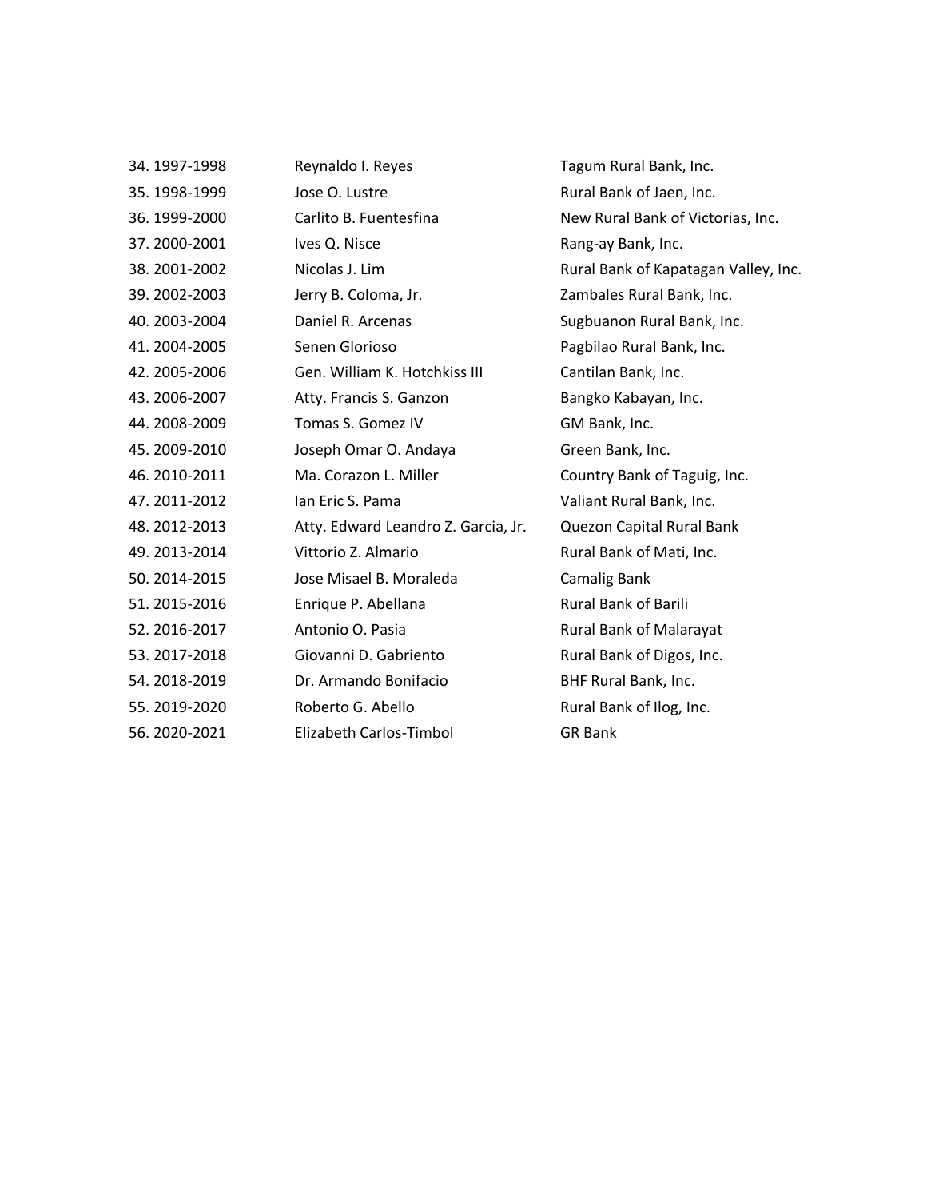| | | |
|---|---|---|
| 34. 1997-1998 | Reynaldo I. Reyes | Tagum Rural Bank, Inc. |
| 35. 1998-1999 | Jose O. Lustre | Rural Bank of Jaen, Inc. |
| 36. 1999-2000 | Carlito B. Fuentesfina | New Rural Bank of Victorias, Inc. |
| 37. 2000-2001 | Ives Q. Nisce | Rang-ay Bank, Inc. |
| 38. 2001-2002 | Nicolas J. Lim | Rural Bank of Kapatagan Valley, Inc. |
| 39. 2002-2003 | Jerry B. Coloma, Jr. | Zambales Rural Bank, Inc. |
| 40. 2003-2004 | Daniel R. Arcenas | Sugbuanon Rural Bank, Inc. |
| 41. 2004-2005 | Senen Glorioso | Pagbilao Rural Bank, Inc. |
| 42. 2005-2006 | Gen. William K. Hotchkiss III | Cantilan Bank, Inc. |
| 43. 2006-2007 | Atty. Francis S. Ganzon | Bangko Kabayan, Inc. |
| 44. 2008-2009 | Tomas S. Gomez IV | GM Bank, Inc. |
| 45. 2009-2010 | Joseph Omar O. Andaya | Green Bank, Inc. |
| 46. 2010-2011 | Ma. Corazon L. Miller | Country Bank of Taguig, Inc. |
| 47. 2011-2012 | Ian Eric S. Pama | Valiant Rural Bank, Inc. |
| 48. 2012-2013 | Atty. Edward Leandro Z. Garcia, Jr. | Quezon Capital Rural Bank |
| 49. 2013-2014 | Vittorio Z. Almario | Rural Bank of Mati, Inc. |
| 50. 2014-2015 | Jose Misael B. Moraleda | Camalig Bank |
| 51. 2015-2016 | Enrique P. Abellana | Rural Bank of Barili |
| 52. 2016-2017 | Antonio O. Pasia | Rural Bank of Malarayat |
| 53. 2017-2018 | Giovanni D. Gabriento | Rural Bank of Digos, Inc. |
| 54. 2018-2019 | Dr. Armando Bonifacio | BHF Rural Bank, Inc. |
| 55. 2019-2020 | Roberto G. Abello | Rural Bank of Ilog, Inc. |
| 56. 2020-2021 | Elizabeth Carlos-Timbol | GR Bank |